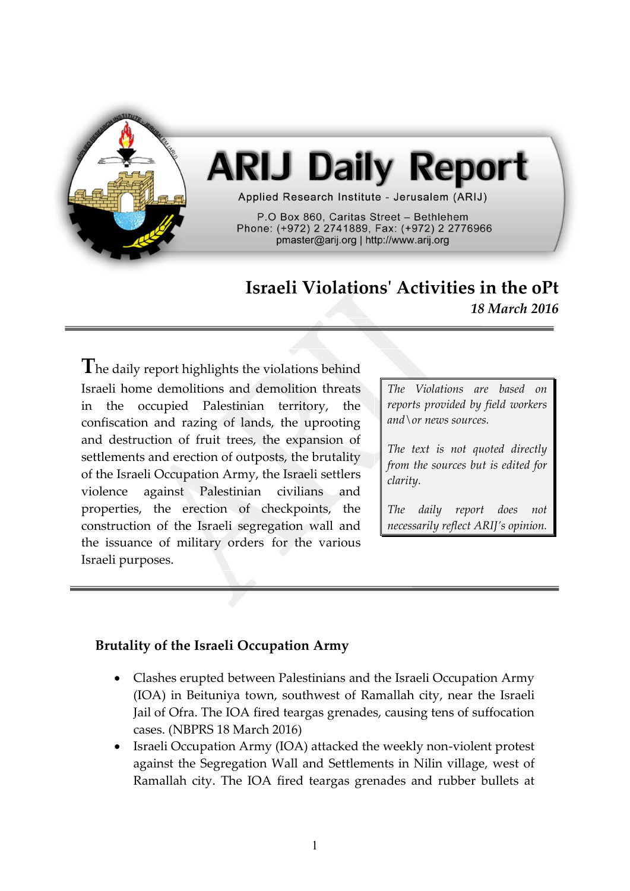# ARIJ Daily Report

Applied Research Institute - Jerusalem (ARIJ)

P.O Box 860, Caritas Street – Bethlehem
Phone: (+972) 2 2741889, Fax: (+972) 2 2776966
pmaster@arij.org | http://www.arij.org

## Israeli Violations' Activities in the oPt

*18 March 2016*

The daily report highlights the violations behind Israeli home demolitions and demolition threats in the occupied Palestinian territory, the confiscation and razing of lands, the uprooting and destruction of fruit trees, the expansion of settlements and erection of outposts, the brutality of the Israeli Occupation Army, the Israeli settlers violence against Palestinian civilians and properties, the erection of checkpoints, the construction of the Israeli segregation wall and the issuance of military orders for the various Israeli purposes.

*The Violations are based on reports provided by field workers and\or news sources.*

*The text is not quoted directly from the sources but is edited for clarity.*

*The daily report does not necessarily reflect ARIJ's opinion.*

### Brutality of the Israeli Occupation Army

- Clashes erupted between Palestinians and the Israeli Occupation Army (IOA) in Beituniya town, southwest of Ramallah city, near the Israeli Jail of Ofra. The IOA fired teargas grenades, causing tens of suffocation cases. (NBPRS 18 March 2016)
- Israeli Occupation Army (IOA) attacked the weekly non-violent protest against the Segregation Wall and Settlements in Nilin village, west of Ramallah city. The IOA fired teargas grenades and rubber bullets at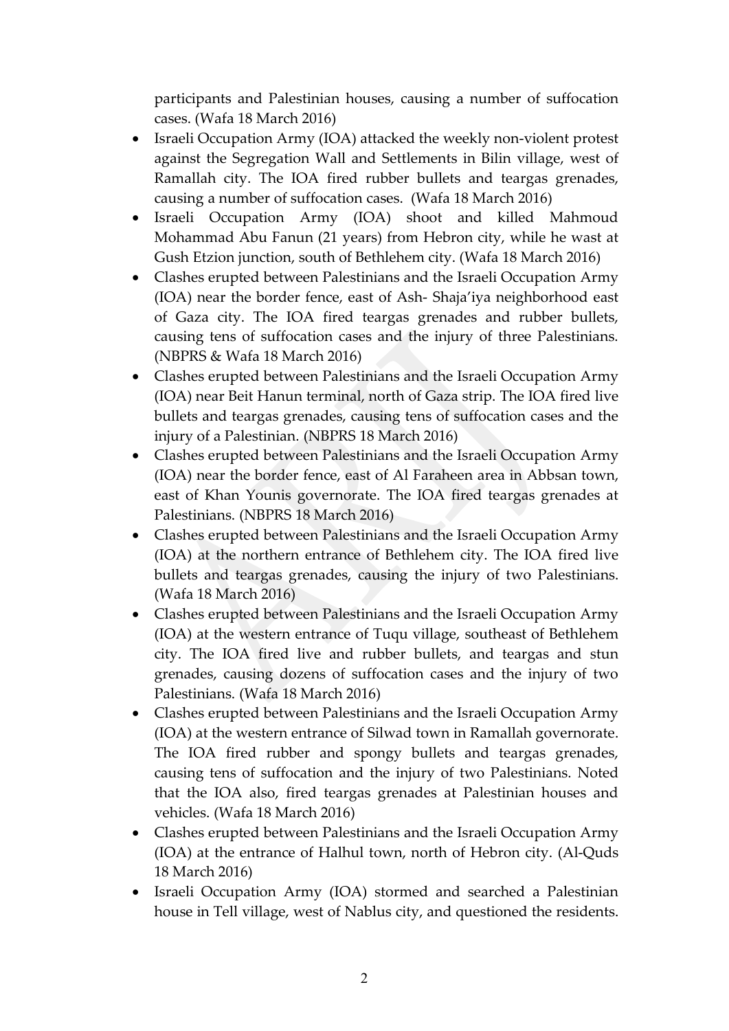participants and Palestinian houses, causing a number of suffocation cases. (Wafa 18 March 2016)

- Israeli Occupation Army (IOA) attacked the weekly non-violent protest against the Segregation Wall and Settlements in Bilin village, west of Ramallah city. The IOA fired rubber bullets and teargas grenades, causing a number of suffocation cases. (Wafa 18 March 2016)
- Israeli Occupation Army (IOA) shoot and killed Mahmoud Mohammad Abu Fanun (21 years) from Hebron city, while he wast at Gush Etzion junction, south of Bethlehem city. (Wafa 18 March 2016)
- Clashes erupted between Palestinians and the Israeli Occupation Army (IOA) near the border fence, east of Ash- Shaja'iya neighborhood east of Gaza city. The IOA fired teargas grenades and rubber bullets, causing tens of suffocation cases and the injury of three Palestinians. (NBPRS & Wafa 18 March 2016)
- Clashes erupted between Palestinians and the Israeli Occupation Army (IOA) near Beit Hanun terminal, north of Gaza strip. The IOA fired live bullets and teargas grenades, causing tens of suffocation cases and the injury of a Palestinian. (NBPRS 18 March 2016)
- Clashes erupted between Palestinians and the Israeli Occupation Army (IOA) near the border fence, east of Al Faraheen area in Abbsan town, east of Khan Younis governorate. The IOA fired teargas grenades at Palestinians. (NBPRS 18 March 2016)
- Clashes erupted between Palestinians and the Israeli Occupation Army (IOA) at the northern entrance of Bethlehem city. The IOA fired live bullets and teargas grenades, causing the injury of two Palestinians. (Wafa 18 March 2016)
- Clashes erupted between Palestinians and the Israeli Occupation Army (IOA) at the western entrance of Tuqu village, southeast of Bethlehem city. The IOA fired live and rubber bullets, and teargas and stun grenades, causing dozens of suffocation cases and the injury of two Palestinians. (Wafa 18 March 2016)
- Clashes erupted between Palestinians and the Israeli Occupation Army (IOA) at the western entrance of Silwad town in Ramallah governorate. The IOA fired rubber and spongy bullets and teargas grenades, causing tens of suffocation and the injury of two Palestinians. Noted that the IOA also, fired teargas grenades at Palestinian houses and vehicles. (Wafa 18 March 2016)
- Clashes erupted between Palestinians and the Israeli Occupation Army (IOA) at the entrance of Halhul town, north of Hebron city. (Al-Quds 18 March 2016)
- Israeli Occupation Army (IOA) stormed and searched a Palestinian house in Tell village, west of Nablus city, and questioned the residents.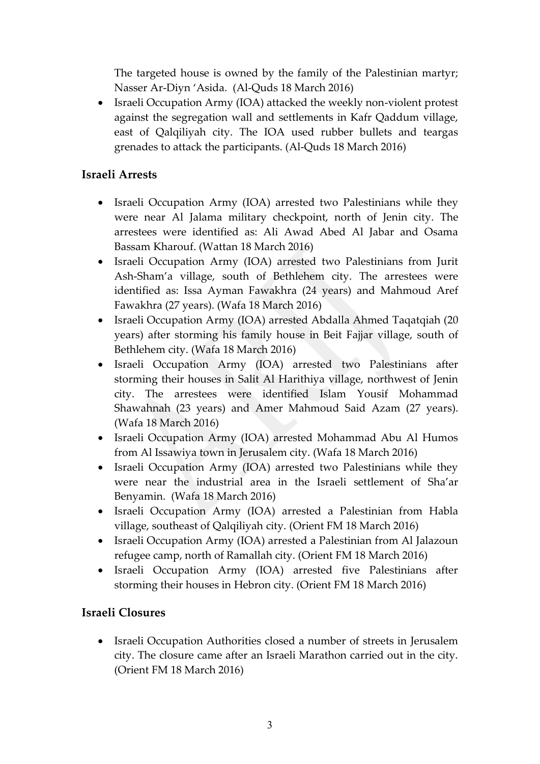The targeted house is owned by the family of the Palestinian martyr; Nasser Ar-Diyn ‘Asida. (Al-Quds 18 March 2016)

- Israeli Occupation Army (IOA) attacked the weekly non-violent protest against the segregation wall and settlements in Kafr Qaddum village, east of Qalqiliyah city. The IOA used rubber bullets and teargas grenades to attack the participants. (Al-Quds 18 March 2016)

## Israeli Arrests

- Israeli Occupation Army (IOA) arrested two Palestinians while they were near Al Jalama military checkpoint, north of Jenin city. The arrestees were identified as: Ali Awad Abed Al Jabar and Osama Bassam Kharouf. (Wattan 18 March 2016)
- Israeli Occupation Army (IOA) arrested two Palestinians from Jurit Ash-Sham’a village, south of Bethlehem city. The arrestees were identified as: Issa Ayman Fawakhra (24 years) and Mahmoud Aref Fawakhra (27 years). (Wafa 18 March 2016)
- Israeli Occupation Army (IOA) arrested Abdalla Ahmed Taqatqiah (20 years) after storming his family house in Beit Fajjar village, south of Bethlehem city. (Wafa 18 March 2016)
- Israeli Occupation Army (IOA) arrested two Palestinians after storming their houses in Salit Al Harithiya village, northwest of Jenin city. The arrestees were identified Islam Yousif Mohammad Shawahnah (23 years) and Amer Mahmoud Said Azam (27 years). (Wafa 18 March 2016)
- Israeli Occupation Army (IOA) arrested Mohammad Abu Al Humos from Al Issawiya town in Jerusalem city. (Wafa 18 March 2016)
- Israeli Occupation Army (IOA) arrested two Palestinians while they were near the industrial area in the Israeli settlement of Sha’ar Benyamin. (Wafa 18 March 2016)
- Israeli Occupation Army (IOA) arrested a Palestinian from Habla village, southeast of Qalqiliyah city. (Orient FM 18 March 2016)
- Israeli Occupation Army (IOA) arrested a Palestinian from Al Jalazoun refugee camp, north of Ramallah city. (Orient FM 18 March 2016)
- Israeli Occupation Army (IOA) arrested five Palestinians after storming their houses in Hebron city. (Orient FM 18 March 2016)

## Israeli Closures

- Israeli Occupation Authorities closed a number of streets in Jerusalem city. The closure came after an Israeli Marathon carried out in the city. (Orient FM 18 March 2016)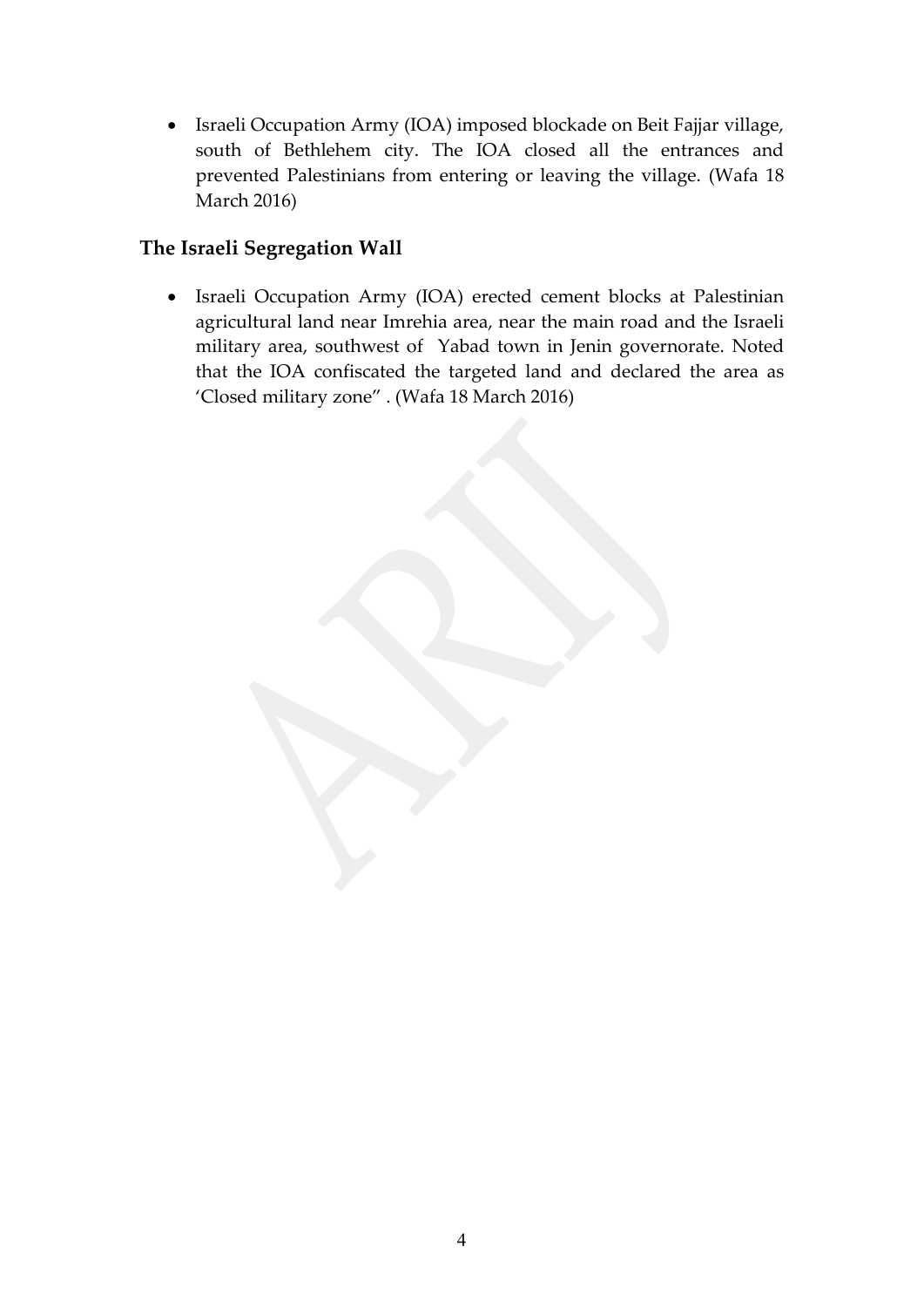- Israeli Occupation Army (IOA) imposed blockade on Beit Fajjar village, south of Bethlehem city. The IOA closed all the entrances and prevented Palestinians from entering or leaving the village. (Wafa 18 March 2016)

## The Israeli Segregation Wall

- Israeli Occupation Army (IOA) erected cement blocks at Palestinian agricultural land near Imrehia area, near the main road and the Israeli military area, southwest of Yabad town in Jenin governorate. Noted that the IOA confiscated the targeted land and declared the area as 'Closed military zone" . (Wafa 18 March 2016)